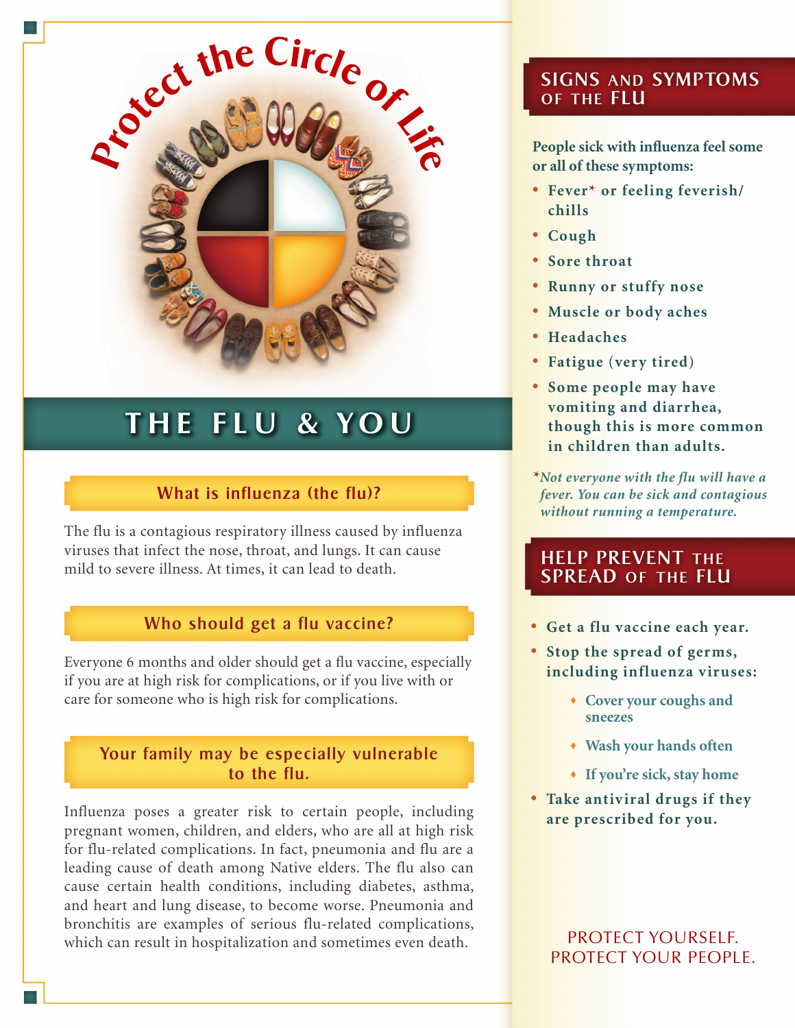# Protect the Circle of Life

# THE FLU & YOU

## What is influenza (the flu)?

The flu is a contagious respiratory illness caused by influenza viruses that infect the nose, throat, and lungs. It can cause mild to severe illness. At times, it can lead to death.

## Who should get a flu vaccine?

Everyone 6 months and older should get a flu vaccine, especially if you are at high risk for complications, or if you live with or care for someone who is high risk for complications.

## Your family may be especially vulnerable to the flu.

Influenza poses a greater risk to certain people, including pregnant women, children, and elders, who are all at high risk for flu-related complications. In fact, pneumonia and flu are a leading cause of death among Native elders. The flu also can cause certain health conditions, including diabetes, asthma, and heart and lung disease, to become worse. Pneumonia and bronchitis are examples of serious flu-related complications, which can result in hospitalization and sometimes even death.

## SIGNS AND SYMPTOMS OF THE FLU

**People sick with influenza feel some or all of these symptoms:**

- Fever* or feeling feverish/chills
- Cough
- Sore throat
- Runny or stuffy nose
- Muscle or body aches
- Headaches
- Fatigue (very tired)
- Some people may have vomiting and diarrhea, though this is more common in children than adults.

*\*Not everyone with the flu will have a fever. You can be sick and contagious without running a temperature.*

## HELP PREVENT THE SPREAD OF THE FLU

- Get a flu vaccine each year.
- Stop the spread of germs, including influenza viruses:
  - Cover your coughs and sneezes
  - Wash your hands often
  - If you're sick, stay home
- Take antiviral drugs if they are prescribed for you.

PROTECT YOURSELF.
PROTECT YOUR PEOPLE.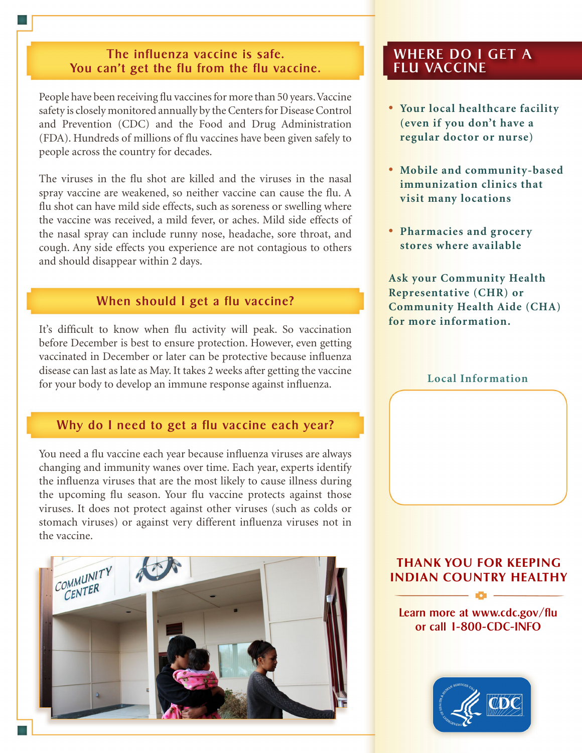## The influenza vaccine is safe. You can't get the flu from the flu vaccine.

People have been receiving flu vaccines for more than 50 years. Vaccine safety is closely monitored annually by the Centers for Disease Control and Prevention (CDC) and the Food and Drug Administration (FDA). Hundreds of millions of flu vaccines have been given safely to people across the country for decades.

The viruses in the flu shot are killed and the viruses in the nasal spray vaccine are weakened, so neither vaccine can cause the flu. A flu shot can have mild side effects, such as soreness or swelling where the vaccine was received, a mild fever, or aches. Mild side effects of the nasal spray can include runny nose, headache, sore throat, and cough. Any side effects you experience are not contagious to others and should disappear within 2 days.

## When should I get a flu vaccine?

It's difficult to know when flu activity will peak. So vaccination before December is best to ensure protection. However, even getting vaccinated in December or later can be protective because influenza disease can last as late as May. It takes 2 weeks after getting the vaccine for your body to develop an immune response against influenza.

## Why do I need to get a flu vaccine each year?

You need a flu vaccine each year because influenza viruses are always changing and immunity wanes over time. Each year, experts identify the influenza viruses that are the most likely to cause illness during the upcoming flu season. Your flu vaccine protects against those viruses. It does not protect against other viruses (such as colds or stomach viruses) or against very different influenza viruses not in the vaccine.

## WHERE DO I GET A FLU VACCINE

- Your local healthcare facility (even if you don't have a regular doctor or nurse)
- Mobile and community-based immunization clinics that visit many locations
- Pharmacies and grocery stores where available

Ask your Community Health Representative (CHR) or Community Health Aide (CHA) for more information.

Local Information

**THANK YOU FOR KEEPING INDIAN COUNTRY HEALTHY**

Learn more at www.cdc.gov/flu
or call 1-800-CDC-INFO